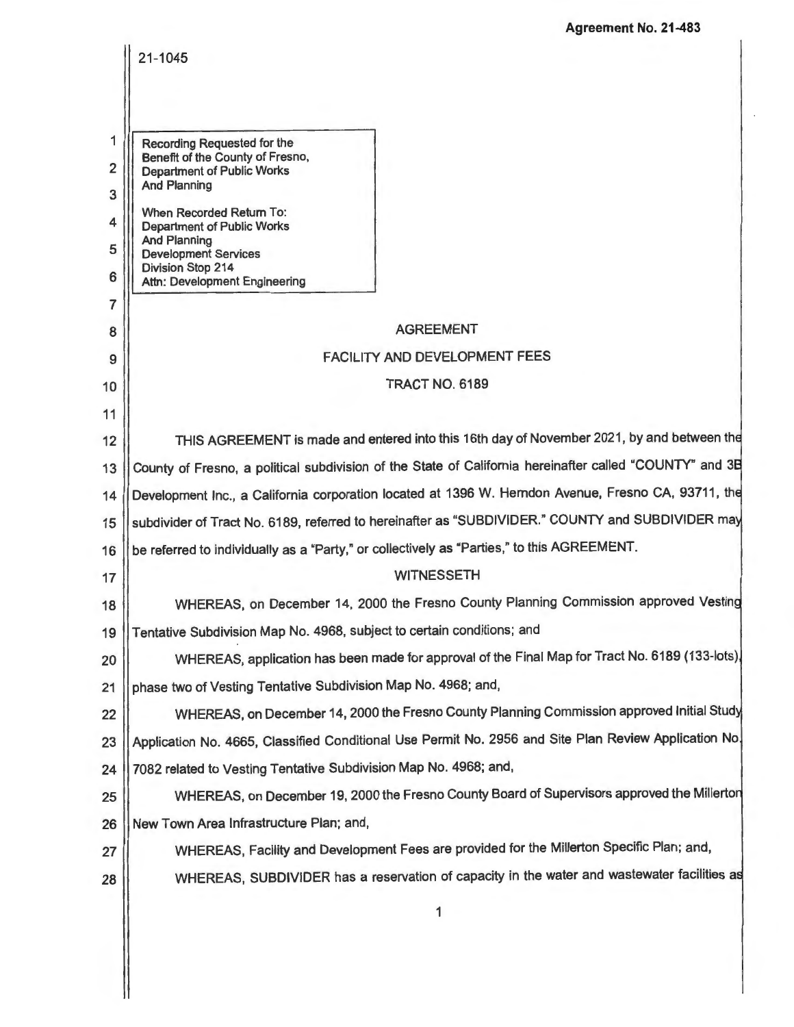**Agreement No. 21-483**

21-1045

Recording Requested for the Benefit of the County of Fresno, Department of Public Works And Planning

When Recorded Return To:
Department of Public Works
And Planning
Development Services
Division Stop 214
Attn: Development Engineering

AGREEMENT

FACILITY AND DEVELOPMENT FEES

TRACT NO. 6189

THIS AGREEMENT is made and entered into this 16th day of November 2021, by and between the County of Fresno, a political subdivision of the State of California hereinafter called "COUNTY" and 3B Development Inc., a California corporation located at 1396 W. Herndon Avenue, Fresno CA, 93711, the subdivider of Tract No. 6189, referred to hereinafter as "SUBDIVIDER." COUNTY and SUBDIVIDER may be referred to individually as a "Party," or collectively as "Parties," to this AGREEMENT.

WITNESSETH

WHEREAS, on December 14, 2000 the Fresno County Planning Commission approved Vesting Tentative Subdivision Map No. 4968, subject to certain conditions; and

WHEREAS, application has been made for approval of the Final Map for Tract No. 6189 (133-lots), phase two of Vesting Tentative Subdivision Map No. 4968; and,

WHEREAS, on December 14, 2000 the Fresno County Planning Commission approved Initial Study Application No. 4665, Classified Conditional Use Permit No. 2956 and Site Plan Review Application No. 7082 related to Vesting Tentative Subdivision Map No. 4968; and,

WHEREAS, on December 19, 2000 the Fresno County Board of Supervisors approved the Millerton New Town Area Infrastructure Plan; and,

WHEREAS, Facility and Development Fees are provided for the Millerton Specific Plan; and,

WHEREAS, SUBDIVIDER has a reservation of capacity in the water and wastewater facilities as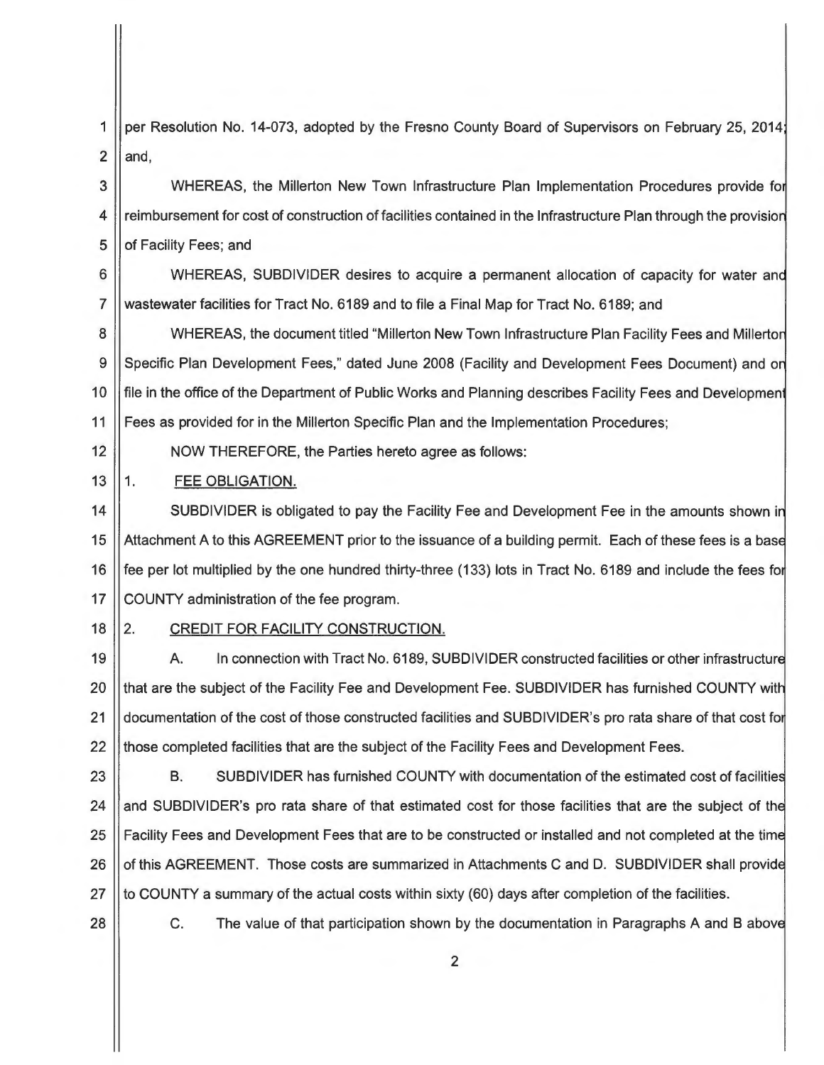per Resolution No. 14-073, adopted by the Fresno County Board of Supervisors on February 25, 2014; and,

WHEREAS, the Millerton New Town Infrastructure Plan Implementation Procedures provide for reimbursement for cost of construction of facilities contained in the Infrastructure Plan through the provision of Facility Fees; and

WHEREAS, SUBDIVIDER desires to acquire a permanent allocation of capacity for water and wastewater facilities for Tract No. 6189 and to file a Final Map for Tract No. 6189; and

WHEREAS, the document titled "Millerton New Town Infrastructure Plan Facility Fees and Millerton Specific Plan Development Fees," dated June 2008 (Facility and Development Fees Document) and on file in the office of the Department of Public Works and Planning describes Facility Fees and Development Fees as provided for in the Millerton Specific Plan and the Implementation Procedures;

NOW THEREFORE, the Parties hereto agree as follows:

1. <u>FEE OBLIGATION.</u>

SUBDIVIDER is obligated to pay the Facility Fee and Development Fee in the amounts shown in Attachment A to this AGREEMENT prior to the issuance of a building permit. Each of these fees is a base fee per lot multiplied by the one hundred thirty-three (133) lots in Tract No. 6189 and include the fees for COUNTY administration of the fee program.

2. <u>CREDIT FOR FACILITY CONSTRUCTION.</u>

A. In connection with Tract No. 6189, SUBDIVIDER constructed facilities or other infrastructure that are the subject of the Facility Fee and Development Fee. SUBDIVIDER has furnished COUNTY with documentation of the cost of those constructed facilities and SUBDIVIDER's pro rata share of that cost for those completed facilities that are the subject of the Facility Fees and Development Fees.

B. SUBDIVIDER has furnished COUNTY with documentation of the estimated cost of facilities and SUBDIVIDER's pro rata share of that estimated cost for those facilities that are the subject of the Facility Fees and Development Fees that are to be constructed or installed and not completed at the time of this AGREEMENT. Those costs are summarized in Attachments C and D. SUBDIVIDER shall provide to COUNTY a summary of the actual costs within sixty (60) days after completion of the facilities.

C. The value of that participation shown by the documentation in Paragraphs A and B above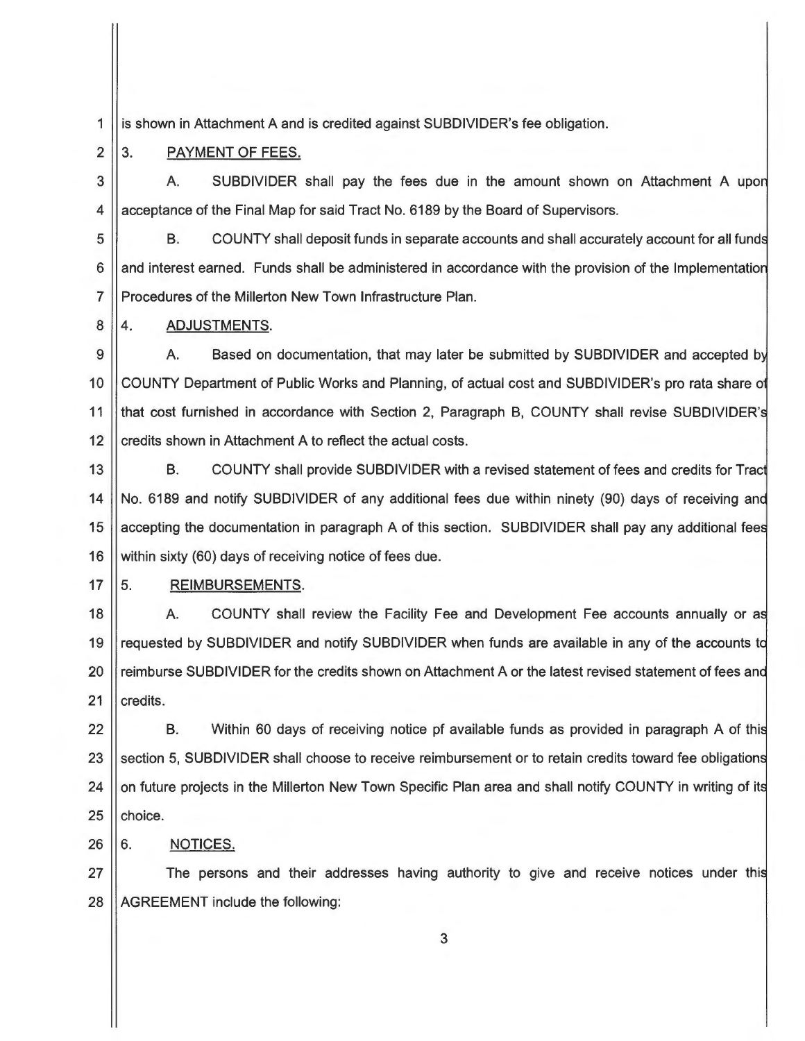is shown in Attachment A and is credited against SUBDIVIDER's fee obligation.

3. PAYMENT OF FEES.

A. SUBDIVIDER shall pay the fees due in the amount shown on Attachment A upon acceptance of the Final Map for said Tract No. 6189 by the Board of Supervisors.

B. COUNTY shall deposit funds in separate accounts and shall accurately account for all funds and interest earned. Funds shall be administered in accordance with the provision of the Implementation Procedures of the Millerton New Town Infrastructure Plan.

4. ADJUSTMENTS.

A. Based on documentation, that may later be submitted by SUBDIVIDER and accepted by COUNTY Department of Public Works and Planning, of actual cost and SUBDIVIDER's pro rata share of that cost furnished in accordance with Section 2, Paragraph B, COUNTY shall revise SUBDIVIDER's credits shown in Attachment A to reflect the actual costs.

B. COUNTY shall provide SUBDIVIDER with a revised statement of fees and credits for Tract No. 6189 and notify SUBDIVIDER of any additional fees due within ninety (90) days of receiving and accepting the documentation in paragraph A of this section. SUBDIVIDER shall pay any additional fees within sixty (60) days of receiving notice of fees due.

5. REIMBURSEMENTS.

A. COUNTY shall review the Facility Fee and Development Fee accounts annually or as requested by SUBDIVIDER and notify SUBDIVIDER when funds are available in any of the accounts to reimburse SUBDIVIDER for the credits shown on Attachment A or the latest revised statement of fees and credits.

B. Within 60 days of receiving notice pf available funds as provided in paragraph A of this section 5, SUBDIVIDER shall choose to receive reimbursement or to retain credits toward fee obligations on future projects in the Millerton New Town Specific Plan area and shall notify COUNTY in writing of its choice.

6. NOTICES.

The persons and their addresses having authority to give and receive notices under this AGREEMENT include the following: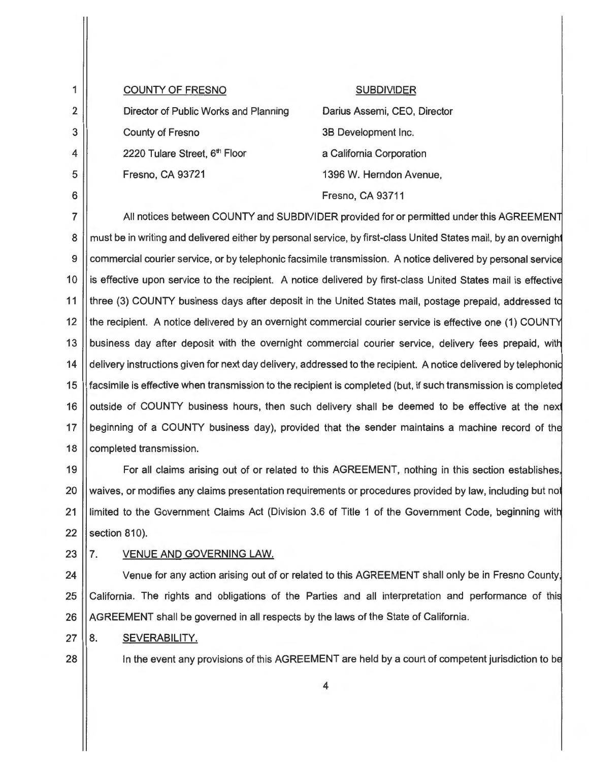| COUNTY OF FRESNO | SUBDIVIDER |
|---|---|
| Director of Public Works and Planning | Darius Assemi, CEO, Director |
| County of Fresno | 3B Development Inc. |
| 2220 Tulare Street, 6th Floor | a California Corporation |
| Fresno, CA 93721 | 1396 W. Herndon Avenue, |
| | Fresno, CA 93711 |

All notices between COUNTY and SUBDIVIDER provided for or permitted under this AGREEMENT must be in writing and delivered either by personal service, by first-class United States mail, by an overnight commercial courier service, or by telephonic facsimile transmission. A notice delivered by personal service is effective upon service to the recipient. A notice delivered by first-class United States mail is effective three (3) COUNTY business days after deposit in the United States mail, postage prepaid, addressed to the recipient. A notice delivered by an overnight commercial courier service is effective one (1) COUNTY business day after deposit with the overnight commercial courier service, delivery fees prepaid, with delivery instructions given for next day delivery, addressed to the recipient. A notice delivered by telephonic facsimile is effective when transmission to the recipient is completed (but, if such transmission is completed outside of COUNTY business hours, then such delivery shall be deemed to be effective at the next beginning of a COUNTY business day), provided that the sender maintains a machine record of the completed transmission.

For all claims arising out of or related to this AGREEMENT, nothing in this section establishes, waives, or modifies any claims presentation requirements or procedures provided by law, including but not limited to the Government Claims Act (Division 3.6 of Title 1 of the Government Code, beginning with section 810).

7. VENUE AND GOVERNING LAW.

Venue for any action arising out of or related to this AGREEMENT shall only be in Fresno County, California. The rights and obligations of the Parties and all interpretation and performance of this AGREEMENT shall be governed in all respects by the laws of the State of California.

8. SEVERABILITY.

In the event any provisions of this AGREEMENT are held by a court of competent jurisdiction to be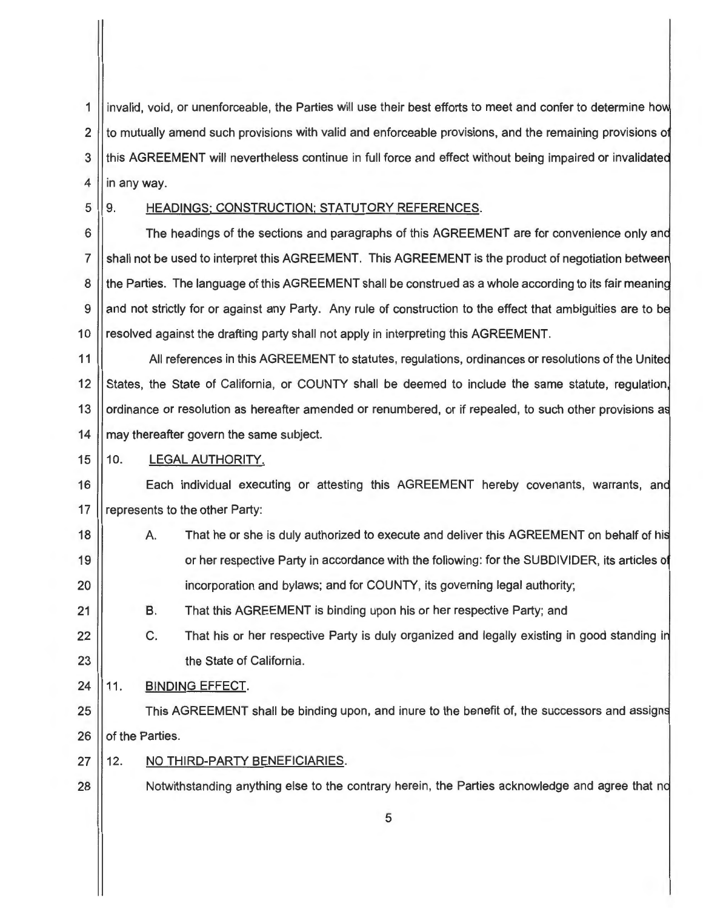invalid, void, or unenforceable, the Parties will use their best efforts to meet and confer to determine how to mutually amend such provisions with valid and enforceable provisions, and the remaining provisions of this AGREEMENT will nevertheless continue in full force and effect without being impaired or invalidated in any way.

9. <u>HEADINGS; CONSTRUCTION; STATUTORY REFERENCES</u>.

The headings of the sections and paragraphs of this AGREEMENT are for convenience only and shall not be used to interpret this AGREEMENT. This AGREEMENT is the product of negotiation between the Parties. The language of this AGREEMENT shall be construed as a whole according to its fair meaning and not strictly for or against any Party. Any rule of construction to the effect that ambiguities are to be resolved against the drafting party shall not apply in interpreting this AGREEMENT.

All references in this AGREEMENT to statutes, regulations, ordinances or resolutions of the United States, the State of California, or COUNTY shall be deemed to include the same statute, regulation, ordinance or resolution as hereafter amended or renumbered, or if repealed, to such other provisions as may thereafter govern the same subject.

10. <u>LEGAL AUTHORITY</u>.

Each individual executing or attesting this AGREEMENT hereby covenants, warrants, and represents to the other Party:

A. That he or she is duly authorized to execute and deliver this AGREEMENT on behalf of his or her respective Party in accordance with the following: for the SUBDIVIDER, its articles of incorporation and bylaws; and for COUNTY, its governing legal authority;

B. That this AGREEMENT is binding upon his or her respective Party; and

C. That his or her respective Party is duly organized and legally existing in good standing in the State of California.

11. <u>BINDING EFFECT</u>.

This AGREEMENT shall be binding upon, and inure to the benefit of, the successors and assigns of the Parties.

12. <u>NO THIRD-PARTY BENEFICIARIES</u>.

Notwithstanding anything else to the contrary herein, the Parties acknowledge and agree that no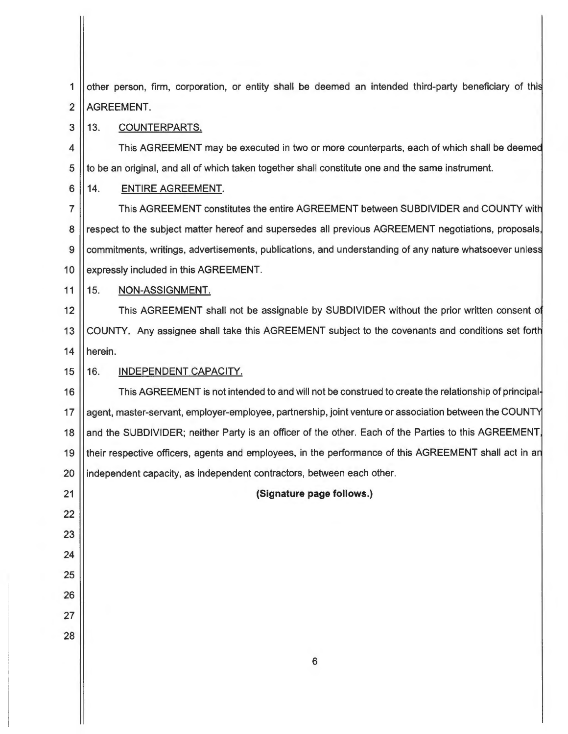other person, firm, corporation, or entity shall be deemed an intended third-party beneficiary of this AGREEMENT.

13. <u>COUNTERPARTS.</u>

This AGREEMENT may be executed in two or more counterparts, each of which shall be deemed to be an original, and all of which taken together shall constitute one and the same instrument.

14. <u>ENTIRE AGREEMENT</u>.

This AGREEMENT constitutes the entire AGREEMENT between SUBDIVIDER and COUNTY with respect to the subject matter hereof and supersedes all previous AGREEMENT negotiations, proposals, commitments, writings, advertisements, publications, and understanding of any nature whatsoever unless expressly included in this AGREEMENT.

15. <u>NON-ASSIGNMENT.</u>

This AGREEMENT shall not be assignable by SUBDIVIDER without the prior written consent of COUNTY. Any assignee shall take this AGREEMENT subject to the covenants and conditions set forth herein.

16. <u>INDEPENDENT CAPACITY.</u>

This AGREEMENT is not intended to and will not be construed to create the relationship of principal-agent, master-servant, employer-employee, partnership, joint venture or association between the COUNTY and the SUBDIVIDER; neither Party is an officer of the other. Each of the Parties to this AGREEMENT, their respective officers, agents and employees, in the performance of this AGREEMENT shall act in an independent capacity, as independent contractors, between each other.

**(Signature page follows.)**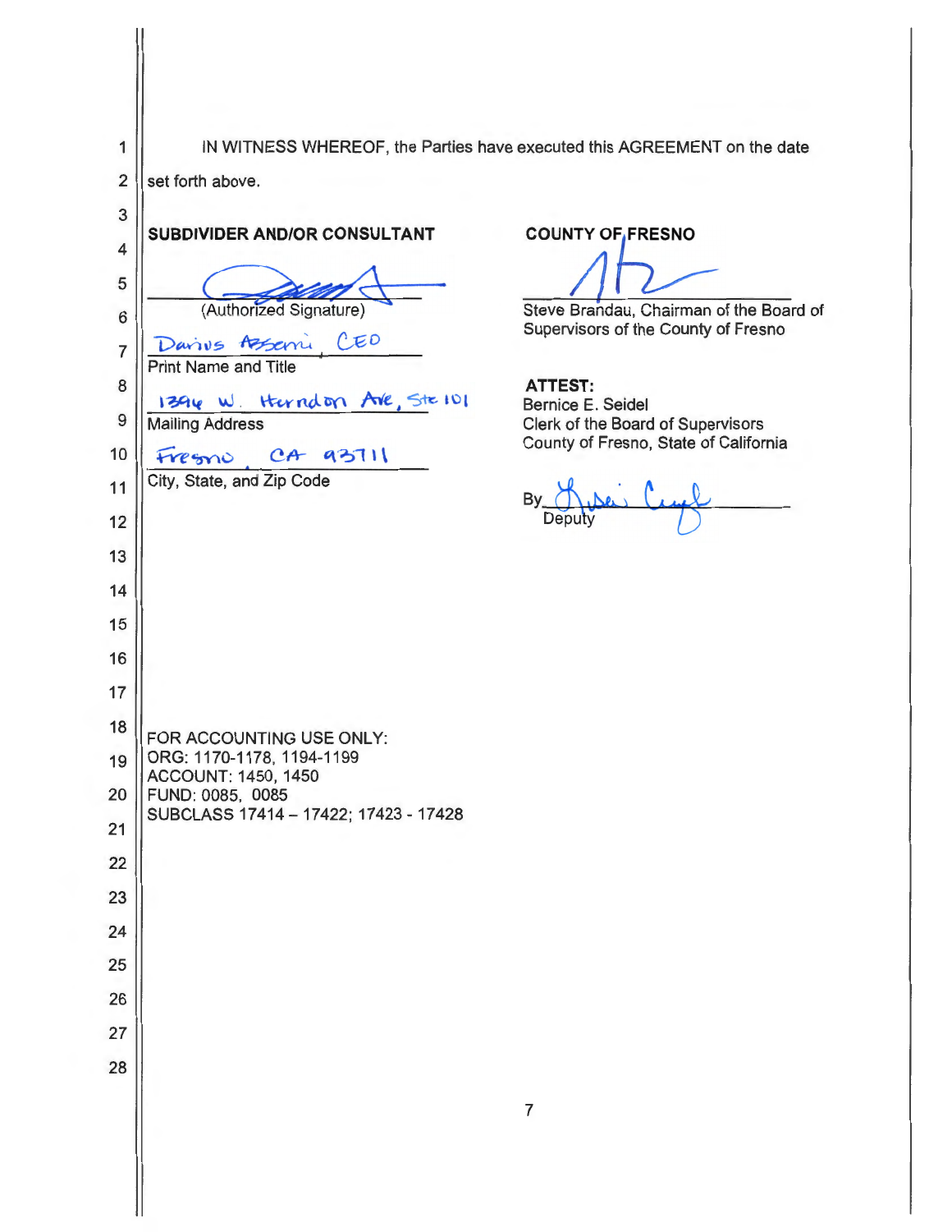IN WITNESS WHEREOF, the Parties have executed this AGREEMENT on the date set forth above.

**SUBDIVIDER AND/OR CONSULTANT**

_______________________
(Authorized Signature)

Darius Assemi, CEO
Print Name and Title

1396 W. Herndon Ave, Ste 101
Mailing Address

Fresno, CA 93711
City, State, and Zip Code

**COUNTY OF FRESNO**

_______________________
Steve Brandau, Chairman of the Board of Supervisors of the County of Fresno

**ATTEST:**
Bernice E. Seidel
Clerk of the Board of Supervisors
County of Fresno, State of California

By_______________________
Deputy

FOR ACCOUNTING USE ONLY:
ORG: 1170-1178, 1194-1199
ACCOUNT: 1450, 1450
FUND: 0085, 0085
SUBCLASS 17414 – 17422; 17423 - 17428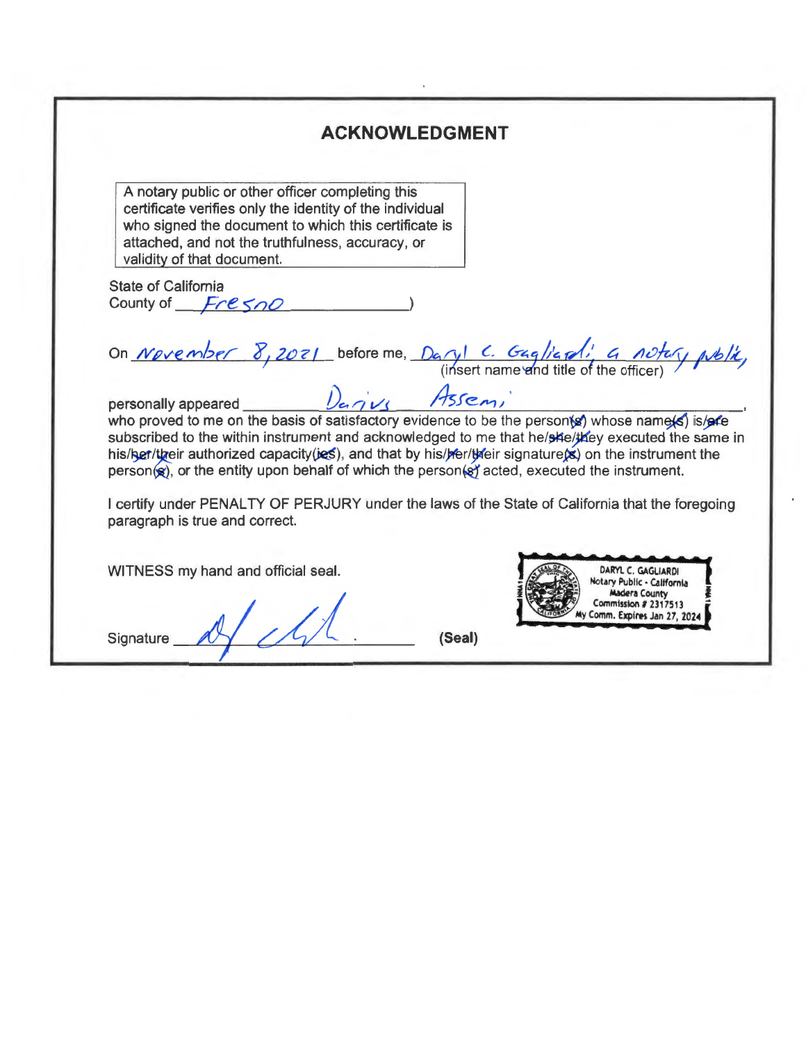# ACKNOWLEDGMENT

> A notary public or other officer completing this certificate verifies only the identity of the individual who signed the document to which this certificate is attached, and not the truthfulness, accuracy, or validity of that document.

State of California
County of *Fresno* )

On *November 8, 2021* before me, *Daryl C. Gagliardi, a notary public,* (insert name and title of the officer)

personally appeared *Darius Assemi*,
who proved to me on the basis of satisfactory evidence to be the person(~~s~~) whose name(~~s~~) is/~~are~~ subscribed to the within instrument and acknowledged to me that he/~~she~~/~~they~~ executed the same in his/~~her~~/~~their~~ authorized capacity(~~ies~~), and that by his/~~her~~/~~their~~ signature(~~s~~) on the instrument the person(~~s~~), or the entity upon behalf of which the person(~~s~~) acted, executed the instrument.

I certify under PENALTY OF PERJURY under the laws of the State of California that the foregoing paragraph is true and correct.

WITNESS my hand and official seal.

Signature *[signature]* (Seal)

DARYL C. GAGLIARDI
Notary Public - California
Madera County
Commission # 2317513
My Comm. Expires Jan 27, 2024